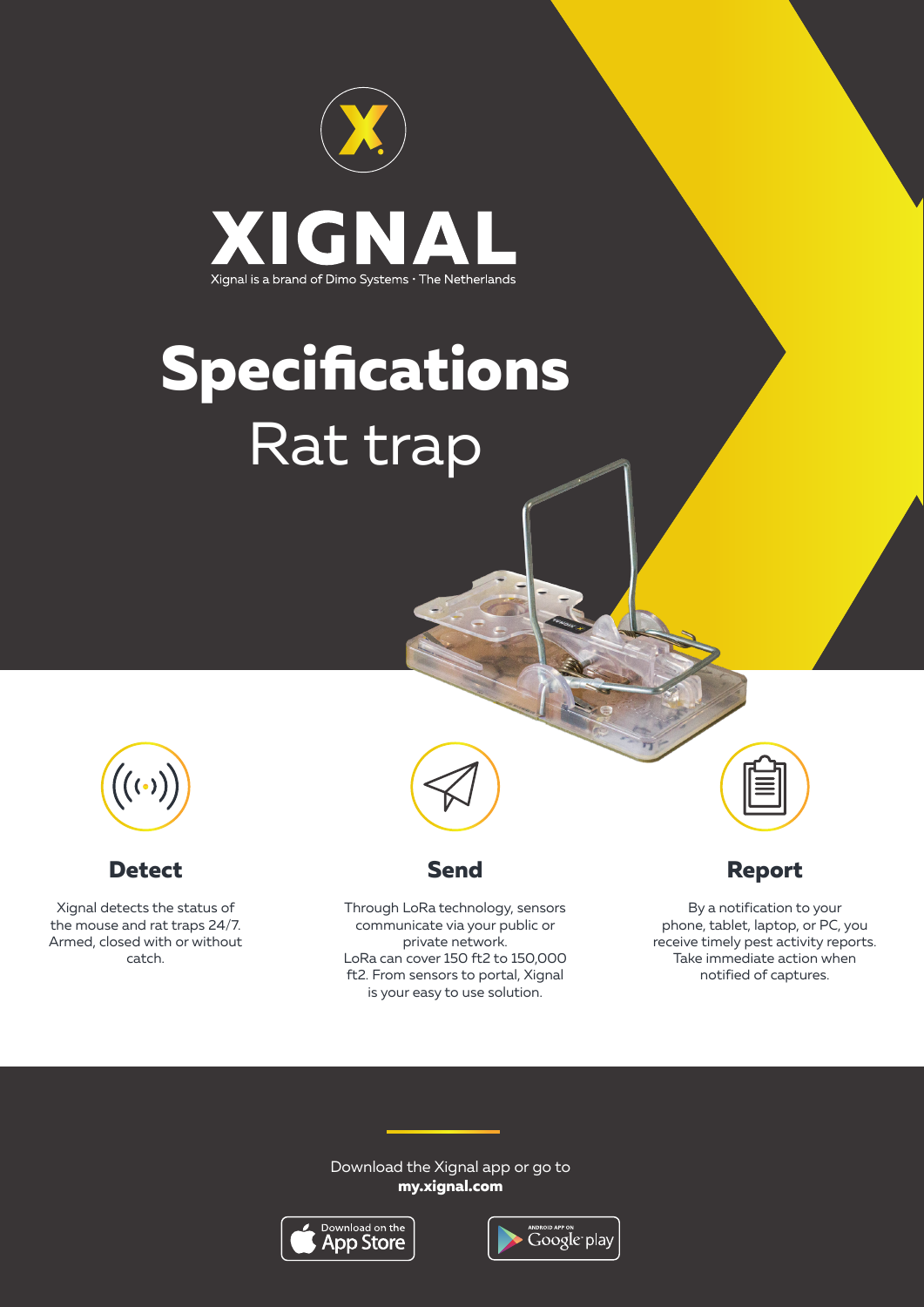# XIGNAL

Xignal is a brand of Dimo Systems · The Netherlands

# Specifications

## Rat trap

### Detect

Xignal detects the status of the mouse and rat traps 24/7. Armed, closed with or without catch.

### Send

Through LoRa technology, sensors communicate via your public or private network. LoRa can cover 150 ft2 to 150,000 ft2. From sensors to portal, Xignal is your easy to use solution.

### Report

By a notification to your phone, tablet, laptop, or PC, you receive timely pest activity reports. Take immediate action when notified of captures.

Download the Xignal app or go to **my.xignal.com**

Download on the App Store

Android app on Google play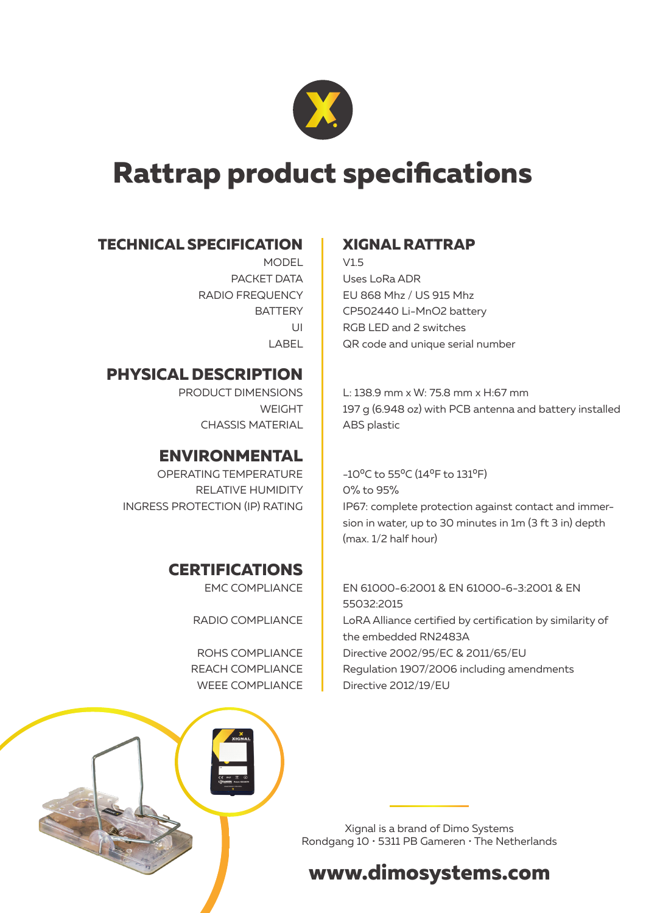# Rattrap product specifications

| TECHNICAL SPECIFICATION | XIGNAL RATTRAP |
| --- | --- |
| MODEL | V1.5 |
| PACKET DATA | Uses LoRa ADR |
| RADIO FREQUENCY | EU 868 Mhz / US 915 Mhz |
| BATTERY | CP502440 Li-MnO2 battery |
| UI | RGB LED and 2 switches |
| LABEL | QR code and unique serial number |
| **PHYSICAL DESCRIPTION** | |
| PRODUCT DIMENSIONS | L: 138.9 mm x W: 75.8 mm x H:67 mm |
| WEIGHT | 197 g (6.948 oz) with PCB antenna and battery installed |
| CHASSIS MATERIAL | ABS plastic |
| **ENVIRONMENTAL** | |
| OPERATING TEMPERATURE | -10ºC to 55ºC (14ºF to 131ºF) |
| RELATIVE HUMIDITY | 0% to 95% |
| INGRESS PROTECTION (IP) RATING | IP67: complete protection against contact and immersion in water, up to 30 minutes in 1m (3 ft 3 in) depth (max. 1/2 half hour) |
| **CERTIFICATIONS** | |
| EMC COMPLIANCE | EN 61000-6:2001 & EN 61000-6-3:2001 & EN 55032:2015 |
| RADIO COMPLIANCE | LoRA Alliance certified by certification by similarity of the embedded RN2483A |
| ROHS COMPLIANCE | Directive 2002/95/EC & 2011/65/EU |
| REACH COMPLIANCE | Regulation 1907/2006 including amendments |
| WEEE COMPLIANCE | Directive 2012/19/EU |

Xignal is a brand of Dimo Systems
Rondgang 10 · 5311 PB Gameren · The Netherlands

**www.dimosystems.com**